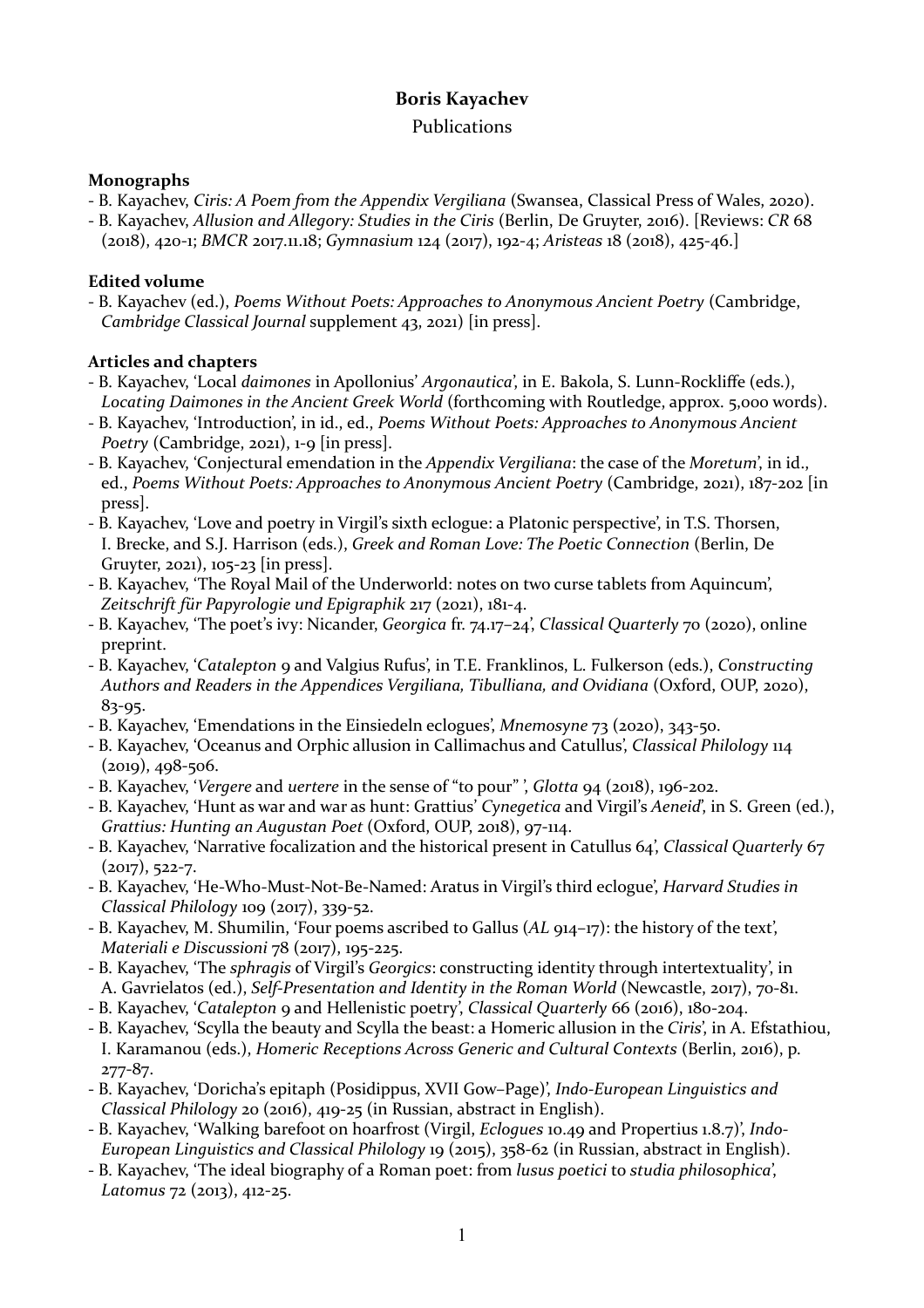**Boris Kayachev**

Publications

**Monographs**

- B. Kayachev, *Ciris: A Poem from the Appendix Vergiliana* (Swansea, Classical Press of Wales, 2020).
- B. Kayachev, *Allusion and Allegory: Studies in the Ciris* (Berlin, De Gruyter, 2016). [Reviews: *CR* 68 (2018), 420-1; *BMCR* 2017.11.18; *Gymnasium* 124 (2017), 192-4; *Aristeas* 18 (2018), 425-46.]

**Edited volume**

- B. Kayachev (ed.), *Poems Without Poets: Approaches to Anonymous Ancient Poetry* (Cambridge, *Cambridge Classical Journal* supplement 43, 2021) [in press].

**Articles and chapters**

- B. Kayachev, 'Local *daimones* in Apollonius' *Argonautica*', in E. Bakola, S. Lunn-Rockliffe (eds.), *Locating Daimones in the Ancient Greek World* (forthcoming with Routledge, approx. 5,000 words).
- B. Kayachev, 'Introduction', in id., ed., *Poems Without Poets: Approaches to Anonymous Ancient Poetry* (Cambridge, 2021), 1-9 [in press].
- B. Kayachev, 'Conjectural emendation in the *Appendix Vergiliana*: the case of the *Moretum*', in id., ed., *Poems Without Poets: Approaches to Anonymous Ancient Poetry* (Cambridge, 2021), 187-202 [in press].
- B. Kayachev, 'Love and poetry in Virgil's sixth eclogue: a Platonic perspective', in T.S. Thorsen, I. Brecke, and S.J. Harrison (eds.), *Greek and Roman Love: The Poetic Connection* (Berlin, De Gruyter, 2021), 105-23 [in press].
- B. Kayachev, 'The Royal Mail of the Underworld: notes on two curse tablets from Aquincum', *Zeitschrift für Papyrologie und Epigraphik* 217 (2021), 181-4.
- B. Kayachev, 'The poet's ivy: Nicander, *Georgica* fr. 74.17–24', *Classical Quarterly* 70 (2020), online preprint.
- B. Kayachev, '*Catalepton* 9 and Valgius Rufus', in T.E. Franklinos, L. Fulkerson (eds.), *Constructing Authors and Readers in the Appendices Vergiliana, Tibulliana, and Ovidiana* (Oxford, OUP, 2020), 83-95.
- B. Kayachev, 'Emendations in the Einsiedeln eclogues', *Mnemosyne* 73 (2020), 343-50.
- B. Kayachev, 'Oceanus and Orphic allusion in Callimachus and Catullus', *Classical Philology* 114 (2019), 498-506.
- B. Kayachev, '*Vergere* and *uertere* in the sense of "to pour" ', *Glotta* 94 (2018), 196-202.
- B. Kayachev, 'Hunt as war and war as hunt: Grattius' *Cynegetica* and Virgil's *Aeneid*', in S. Green (ed.), *Grattius: Hunting an Augustan Poet* (Oxford, OUP, 2018), 97-114.
- B. Kayachev, 'Narrative focalization and the historical present in Catullus 64', *Classical Quarterly* 67 (2017), 522-7.
- B. Kayachev, 'He-Who-Must-Not-Be-Named: Aratus in Virgil's third eclogue', *Harvard Studies in Classical Philology* 109 (2017), 339-52.
- B. Kayachev, M. Shumilin, 'Four poems ascribed to Gallus (*AL* 914–17): the history of the text', *Materiali e Discussioni* 78 (2017), 195-225.
- B. Kayachev, 'The *sphragis* of Virgil's *Georgics*: constructing identity through intertextuality', in A. Gavrielatos (ed.), *Self-Presentation and Identity in the Roman World* (Newcastle, 2017), 70-81.
- B. Kayachev, '*Catalepton* 9 and Hellenistic poetry', *Classical Quarterly* 66 (2016), 180-204.
- B. Kayachev, 'Scylla the beauty and Scylla the beast: a Homeric allusion in the *Ciris*', in A. Efstathiou, I. Karamanou (eds.), *Homeric Receptions Across Generic and Cultural Contexts* (Berlin, 2016), p. 277-87.
- B. Kayachev, 'Doricha's epitaph (Posidippus, XVII Gow–Page)', *Indo-European Linguistics and Classical Philology* 20 (2016), 419-25 (in Russian, abstract in English).
- B. Kayachev, 'Walking barefoot on hoarfrost (Virgil, *Eclogues* 10.49 and Propertius 1.8.7)', *Indo-European Linguistics and Classical Philology* 19 (2015), 358-62 (in Russian, abstract in English).
- B. Kayachev, 'The ideal biography of a Roman poet: from *lusus poetici* to *studia philosophica*', *Latomus* 72 (2013), 412-25.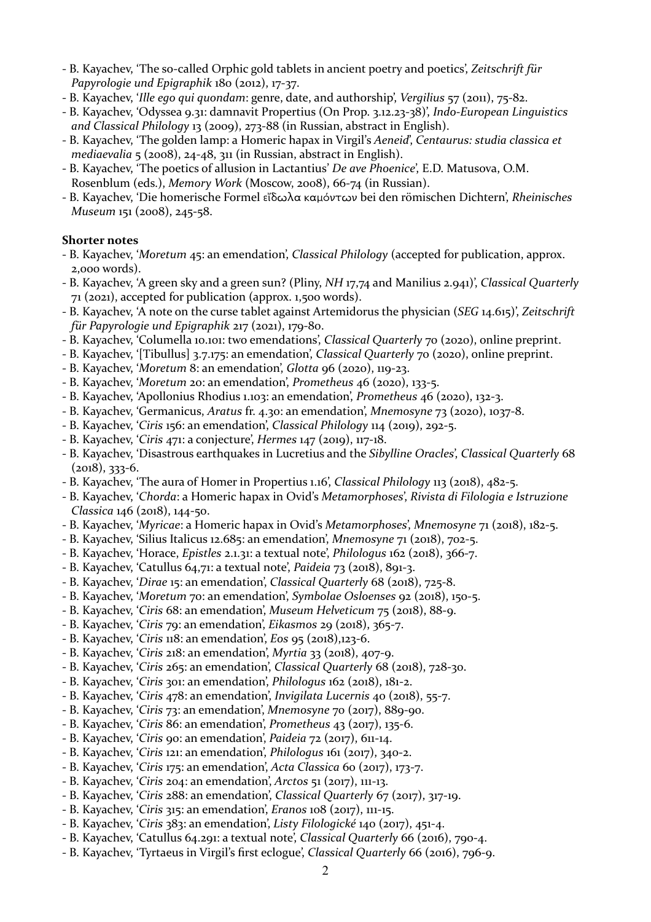- B. Kayachev, 'The so-called Orphic gold tablets in ancient poetry and poetics', *Zeitschrift für Papyrologie und Epigraphik* 180 (2012), 17-37.
- B. Kayachev, '*Ille ego qui quondam*: genre, date, and authorship', *Vergilius* 57 (2011), 75-82.
- B. Kayachev, 'Odyssea 9.31: damnavit Propertius (On Prop. 3.12.23-38)', *Indo-European Linguistics and Classical Philology* 13 (2009), 273-88 (in Russian, abstract in English).
- B. Kayachev, 'The golden lamp: a Homeric hapax in Virgil's *Aeneid*', *Centaurus: studia classica et mediaevalia* 5 (2008), 24-48, 311 (in Russian, abstract in English).
- B. Kayachev, 'The poetics of allusion in Lactantius' *De ave Phoenice*', E.D. Matusova, O.M. Rosenblum (eds.), *Memory Work* (Moscow, 2008), 66-74 (in Russian).
- B. Kayachev, 'Die homerische Formel εἴδωλα καμόντων bei den römischen Dichtern', *Rheinisches Museum* 151 (2008), 245-58.

**Shorter notes**

- B. Kayachev, '*Moretum* 45: an emendation', *Classical Philology* (accepted for publication, approx. 2,000 words).
- B. Kayachev, 'A green sky and a green sun? (Pliny, *NH* 17,74 and Manilius 2.941)', *Classical Quarterly* 71 (2021), accepted for publication (approx. 1,500 words).
- B. Kayachev, 'A note on the curse tablet against Artemidorus the physician (*SEG* 14.615)', *Zeitschrift für Papyrologie und Epigraphik* 217 (2021), 179-80.
- B. Kayachev, 'Columella 10.101: two emendations', *Classical Quarterly* 70 (2020), online preprint.
- B. Kayachev, '[Tibullus] 3.7.175: an emendation', *Classical Quarterly* 70 (2020), online preprint.
- B. Kayachev, '*Moretum* 8: an emendation', *Glotta* 96 (2020), 119-23.
- B. Kayachev, '*Moretum* 20: an emendation', *Prometheus* 46 (2020), 133-5.
- B. Kayachev, 'Apollonius Rhodius 1.103: an emendation', *Prometheus* 46 (2020), 132-3.
- B. Kayachev, 'Germanicus, *Aratus* fr. 4.30: an emendation', *Mnemosyne* 73 (2020), 1037-8.
- B. Kayachev, '*Ciris* 156: an emendation', *Classical Philology* 114 (2019), 292-5.
- B. Kayachev, '*Ciris* 471: a conjecture', *Hermes* 147 (2019), 117-18.
- B. Kayachev, 'Disastrous earthquakes in Lucretius and the *Sibylline Oracles*', *Classical Quarterly* 68 (2018), 333-6.
- B. Kayachev, 'The aura of Homer in Propertius 1.16', *Classical Philology* 113 (2018), 482-5.
- B. Kayachev, '*Chorda*: a Homeric hapax in Ovid's *Metamorphoses*', *Rivista di Filologia e Istruzione Classica* 146 (2018), 144-50.
- B. Kayachev, '*Myricae*: a Homeric hapax in Ovid's *Metamorphoses*', *Mnemosyne* 71 (2018), 182-5.
- B. Kayachev, 'Silius Italicus 12.685: an emendation', *Mnemosyne* 71 (2018), 702-5.
- B. Kayachev, 'Horace, *Epistles* 2.1.31: a textual note', *Philologus* 162 (2018), 366-7.
- B. Kayachev, 'Catullus 64,71: a textual note', *Paideia* 73 (2018), 891-3.
- B. Kayachev, '*Dirae* 15: an emendation', *Classical Quarterly* 68 (2018), 725-8.
- B. Kayachev, '*Moretum* 70: an emendation', *Symbolae Osloenses* 92 (2018), 150-5.
- B. Kayachev, '*Ciris* 68: an emendation', *Museum Helveticum* 75 (2018), 88-9.
- B. Kayachev, '*Ciris* 79: an emendation', *Eikasmos* 29 (2018), 365-7.
- B. Kayachev, '*Ciris* 118: an emendation', *Eos* 95 (2018),123-6.
- B. Kayachev, '*Ciris* 218: an emendation', *Myrtia* 33 (2018), 407-9.
- B. Kayachev, '*Ciris* 265: an emendation', *Classical Quarterly* 68 (2018), 728-30.
- B. Kayachev, '*Ciris* 301: an emendation', *Philologus* 162 (2018), 181-2.
- B. Kayachev, '*Ciris* 478: an emendation', *Invigilata Lucernis* 40 (2018), 55-7.
- B. Kayachev, '*Ciris* 73: an emendation', *Mnemosyne* 70 (2017), 889-90.
- B. Kayachev, '*Ciris* 86: an emendation', *Prometheus* 43 (2017), 135-6.
- B. Kayachev, '*Ciris* 90: an emendation', *Paideia* 72 (2017), 611-14.
- B. Kayachev, '*Ciris* 121: an emendation', *Philologus* 161 (2017), 340-2.
- B. Kayachev, '*Ciris* 175: an emendation', *Acta Classica* 60 (2017), 173-7.
- B. Kayachev, '*Ciris* 204: an emendation', *Arctos* 51 (2017), 111-13.
- B. Kayachev, '*Ciris* 288: an emendation', *Classical Quarterly* 67 (2017), 317-19.
- B. Kayachev, '*Ciris* 315: an emendation', *Eranos* 108 (2017), 111-15.
- B. Kayachev, '*Ciris* 383: an emendation', *Listy Filologické* 140 (2017), 451-4.
- B. Kayachev, 'Catullus 64.291: a textual note', *Classical Quarterly* 66 (2016), 790-4.
- B. Kayachev, 'Tyrtaeus in Virgil's first eclogue', *Classical Quarterly* 66 (2016), 796-9.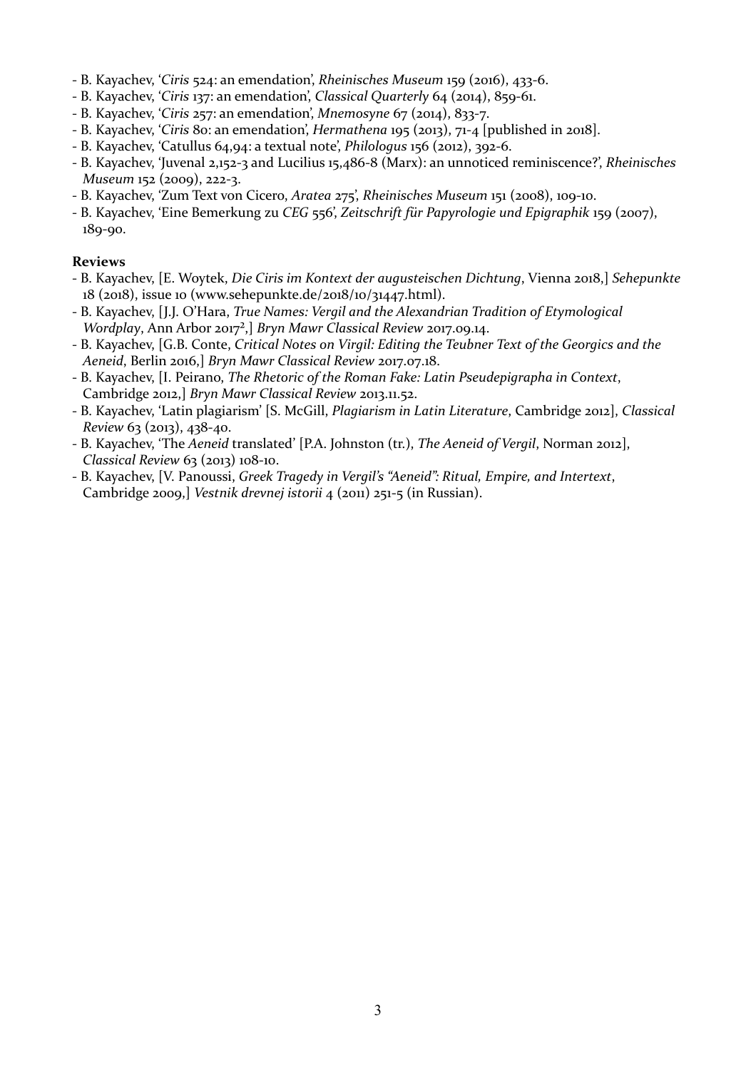- B. Kayachev, '*Ciris* 524: an emendation', *Rheinisches Museum* 159 (2016), 433-6.
- B. Kayachev, '*Ciris* 137: an emendation', *Classical Quarterly* 64 (2014), 859-61.
- B. Kayachev, '*Ciris* 257: an emendation', *Mnemosyne* 67 (2014), 833-7.
- B. Kayachev, '*Ciris* 80: an emendation', *Hermathena* 195 (2013), 71-4 [published in 2018].
- B. Kayachev, 'Catullus 64,94: a textual note', *Philologus* 156 (2012), 392-6.
- B. Kayachev, 'Juvenal 2,152-3 and Lucilius 15,486-8 (Marx): an unnoticed reminiscence?', *Rheinisches Museum* 152 (2009), 222-3.
- B. Kayachev, 'Zum Text von Cicero, *Aratea* 275', *Rheinisches Museum* 151 (2008), 109-10.
- B. Kayachev, 'Eine Bemerkung zu *CEG* 556', *Zeitschrift für Papyrologie und Epigraphik* 159 (2007), 189-90.

**Reviews**

- B. Kayachev, [E. Woytek, *Die Ciris im Kontext der augusteischen Dichtung*, Vienna 2018,] *Sehepunkte* 18 (2018), issue 10 (www.sehepunkte.de/2018/10/31447.html).
- B. Kayachev, [J.J. O'Hara, *True Names: Vergil and the Alexandrian Tradition of Etymological Wordplay*, Ann Arbor 2017², ] *Bryn Mawr Classical Review* 2017.09.14.
- B. Kayachev, [G.B. Conte, *Critical Notes on Virgil: Editing the Teubner Text of the Georgics and the Aeneid*, Berlin 2016,] *Bryn Mawr Classical Review* 2017.07.18.
- B. Kayachev, [I. Peirano, *The Rhetoric of the Roman Fake: Latin Pseudepigrapha in Context*, Cambridge 2012,] *Bryn Mawr Classical Review* 2013.11.52.
- B. Kayachev, 'Latin plagiarism' [S. McGill, *Plagiarism in Latin Literature*, Cambridge 2012], *Classical Review* 63 (2013), 438-40.
- B. Kayachev, 'The *Aeneid* translated' [P.A. Johnston (tr.), *The Aeneid of Vergil*, Norman 2012], *Classical Review* 63 (2013) 108-10.
- B. Kayachev, [V. Panoussi, *Greek Tragedy in Vergil's "Aeneid": Ritual, Empire, and Intertext*, Cambridge 2009,] *Vestnik drevnej istorii* 4 (2011) 251-5 (in Russian).